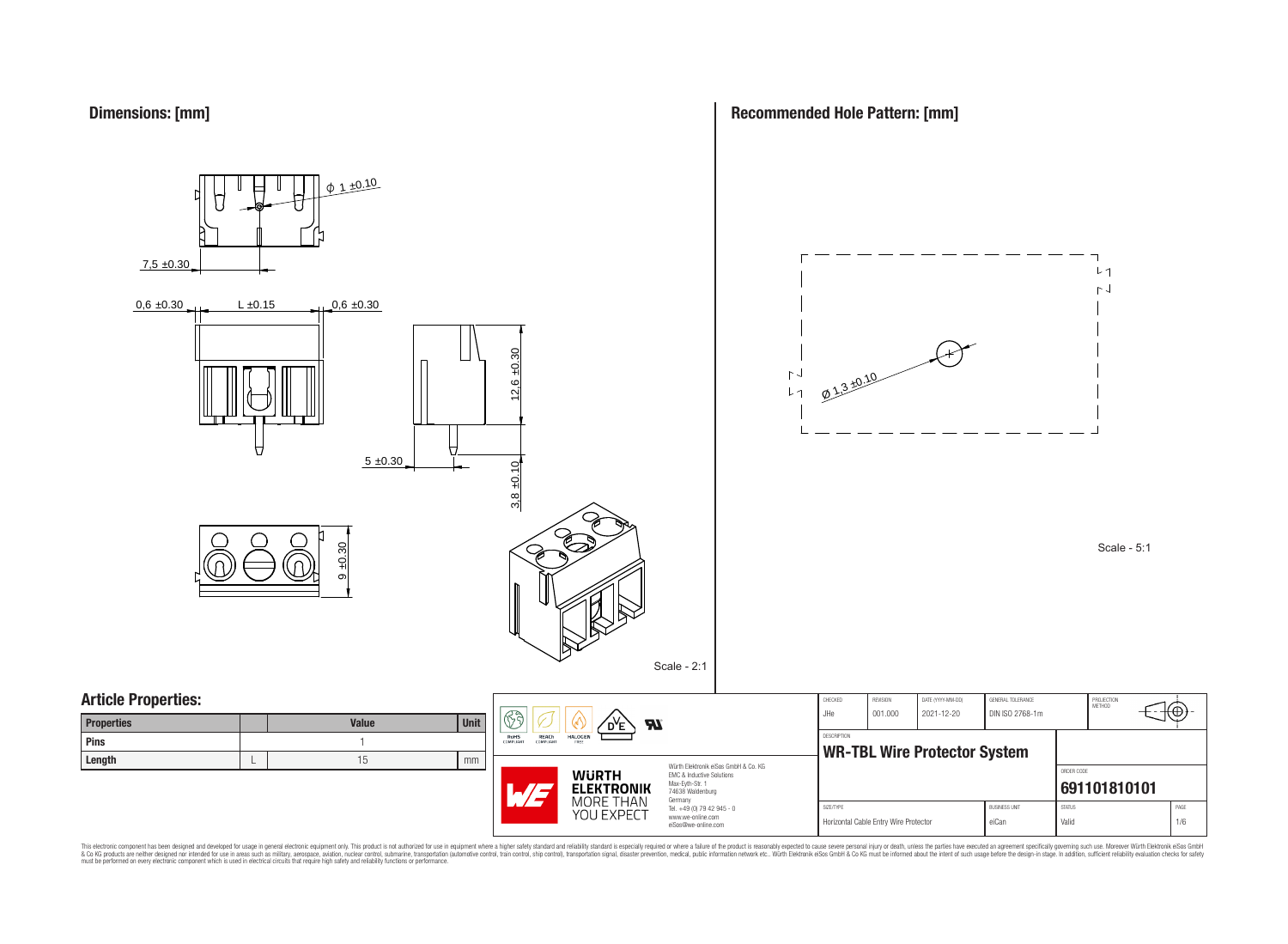## Dimensions: [mm]

ϕ 1 ±0.10

7,5 ±0.30

0,6 ±0.30 L ±0.15 0,6 ±0.30

12,6 ±0.30

5 ±0.30

3,8 ±0.10

9 ±0.30

Scale - 2:1

## Recommended Hole Pattern: [mm]

Ø 1,3 ±0.10

Scale - 5:1

## Article Properties:

| Properties | | Value | Unit |
|---|---|---|---|
| Pins | | 1 | |
| Length | L | 15 | mm |

RoHS COMPLIANT | REACh COMPLIANT | HALOGEN FREE

WÜRTH ELEKTRONIK MORE THAN YOU EXPECT

Würth Elektronik eiSos GmbH & Co. KG
EMC & Inductive Solutions
Max-Eyth-Str. 1
74638 Waldenburg
Germany
Tel. +49 (0) 79 42 945 - 0
www.we-online.com
eiSos@we-online.com

| CHECKED | REVISION | DATE (YYYY-MM-DD) | GENERAL TOLERANCE | PROJECTION METHOD |
|---|---|---|---|---|
| JHe | 001.000 | 2021-12-20 | DIN ISO 2768-1m | |

DESCRIPTION

**WR-TBL Wire Protector System**

ORDER CODE

**691101810101**

| SIZE/TYPE | BUSINESS UNIT | STATUS | PAGE |
|---|---|---|---|
| Horizontal Cable Entry Wire Protector | eiCan | Valid | 1/6 |

This electronic component has been designed and developed for usage in general electronic equipment only. This product is not authorized for use in equipment where a higher safety standard and reliability standard is especially required or where a failure of the product is reasonably expected to cause severe personal injury or death, unless the parties have executed an agreement specifically governing such use. Moreover Würth Elektronik eiSos GmbH & Co KG products are neither designed nor intended for use in areas such as military, aerospace, aviation, nuclear control, submarine, transportation (automotive control, train control, ship control), transportation signal, disaster prevention, medical, public information network etc.. Würth Elektronik eiSos GmbH & Co KG must be informed about the intent of such usage before the design-in stage. In addition, sufficient reliability evaluation checks for safety must be performed on every electronic component which is used in electrical circuits that require high safety and reliability functions or performance.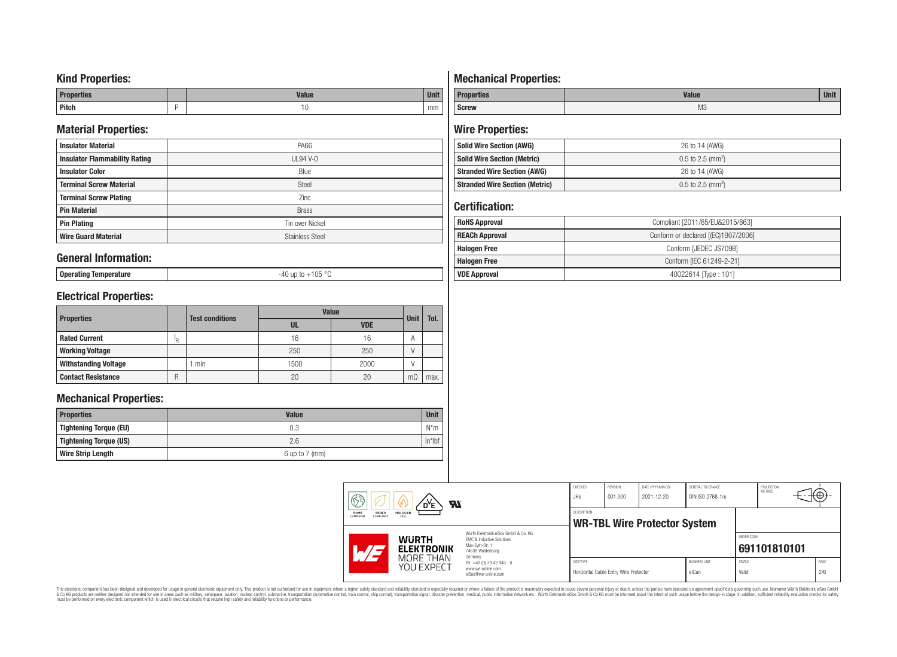## Kind Properties:

| Properties | | Value | Unit |
|---|---|---|---|
| Pitch | P | 10 | mm |

## Material Properties:

| | |
|---|---|
| Insulator Material | PA66 |
| Insulator Flammability Rating | UL94 V-0 |
| Insulator Color | Blue |
| Terminal Screw Material | Steel |
| Terminal Screw Plating | Zinc |
| Pin Material | Brass |
| Pin Plating | Tin over Nickel |
| Wire Guard Material | Stainless Steel |

## General Information:

| | |
|---|---|
| Operating Temperature | -40 up to +105 °C |

## Electrical Properties:

| Properties | | Test conditions | Value | | Unit | Tol. |
|---|---|---|---|---|---|---|
| | | | UL | VDE | | |
| Rated Current | $I_R$ | | 16 | 16 | A | |
| Working Voltage | | | 250 | 250 | V | |
| Withstanding Voltage | | 1 min | 1500 | 2000 | V | |
| Contact Resistance | R | | 20 | 20 | mΩ | max. |

## Mechanical Properties:

| Properties | Value | Unit |
|---|---|---|
| Tightening Torque (EU) | 0.3 | N*m |
| Tightening Torque (US) | 2.6 | in*lbf |
| Wire Strip Length | 6 up to 7 (mm) | |

## Mechanical Properties:

| Properties | Value | Unit |
|---|---|---|
| Screw | M3 | |

## Wire Properties:

| | |
|---|---|
| Solid Wire Section (AWG) | 26 to 14 (AWG) |
| Solid Wire Section (Metric) | 0.5 to 2.5 ($mm^2$) |
| Stranded Wire Section (AWG) | 26 to 14 (AWG) |
| Stranded Wire Section (Metric) | 0.5 to 2.5 ($mm^2$) |

## Certification:

| | |
|---|---|
| RoHS Approval | Compliant [2011/65/EU&2015/863] |
| REACh Approval | Conform or declared [(EC)1907/2006] |
| Halogen Free | Conform [JEDEC JS709B] |
| Halogen Free | Conform [IEC 61249-2-21] |
| VDE Approval | 40022614 [Type : 101] |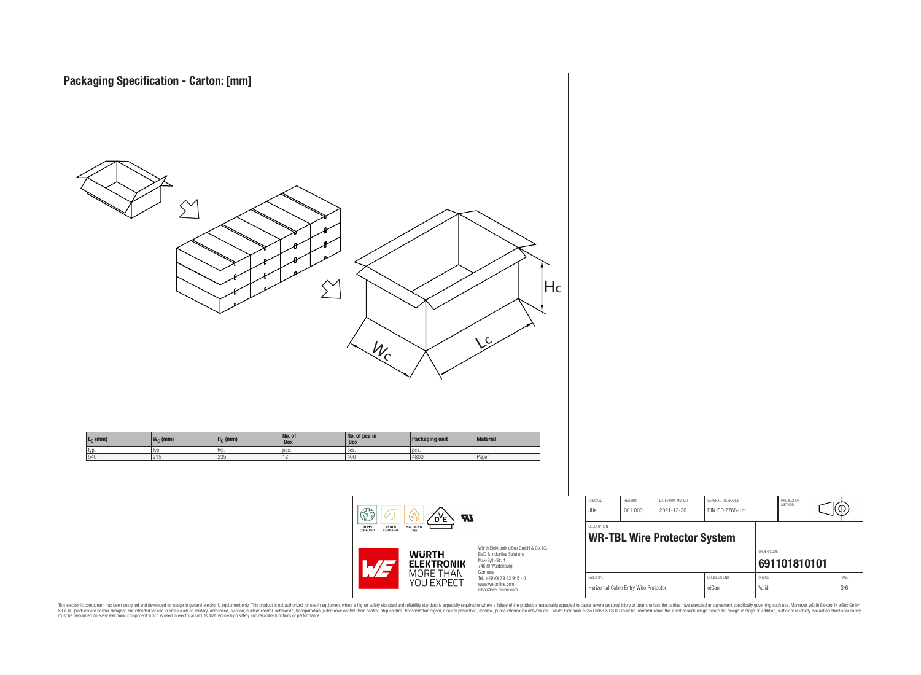## Packaging Specification - Carton: [mm]

| $L_C$ (mm) | $W_C$ (mm) | $H_C$ (mm) | No. of Box | No. of pcs in Box | Packaging unit | Material |
|---|---|---|---|---|---|---|
| typ. | typ. | typ. | pcs. | pcs. | pcs. | |
| 540 | 215 | 235 | 12 | 400 | 4800 | Paper |

| CHECKED | REVISION | DATE (YYYY-MM-DD) | GENERAL TOLERANCE | PROJECTION METHOD |
|---|---|---|---|---|
| JHe | 001.000 | 2021-12-20 | DIN ISO 2768-1m | |

DESCRIPTION

**WR-TBL Wire Protector System**

ORDER CODE: **691101810101**

| SIZE/TYPE | BUSINESS UNIT | STATUS | PAGE |
|---|---|---|---|
| Horizontal Cable Entry Wire Protector | eiCan | Valid | 3/6 |

Würth Elektronik eiSos GmbH & Co. KG
EMC & Inductive Solutions
Max-Eyth-Str. 1
74638 Waldenburg
Germany
Tel. +49 (0) 79 42 945 - 0
www.we-online.com
eiSos@we-online.com

WÜRTH ELEKTRONIK MORE THAN YOU EXPECT

This electronic component has been designed and developed for usage in general electronic equipment only. This product is not authorized for use in equipment where a higher safety standard and reliability standard is especially required or where a failure of the product is reasonably expected to cause severe personal injury or death, unless the parties have executed an agreement specifically governing such use. Moreover Würth Elektronik eiSos GmbH & Co KG products are neither designed nor intended for use in areas such as military, aerospace, aviation, nuclear control, submarine, transportation (automotive control, train control, ship control), transportation signal, disaster prevention, medical, public information network etc.. Würth Elektronik eiSos GmbH & Co KG must be informed about the intent of such usage before the design-in stage. In addition, sufficient reliability evaluation checks for safety must be performed on every electronic component which is used in electrical circuits that require high safety and reliability functions or performance.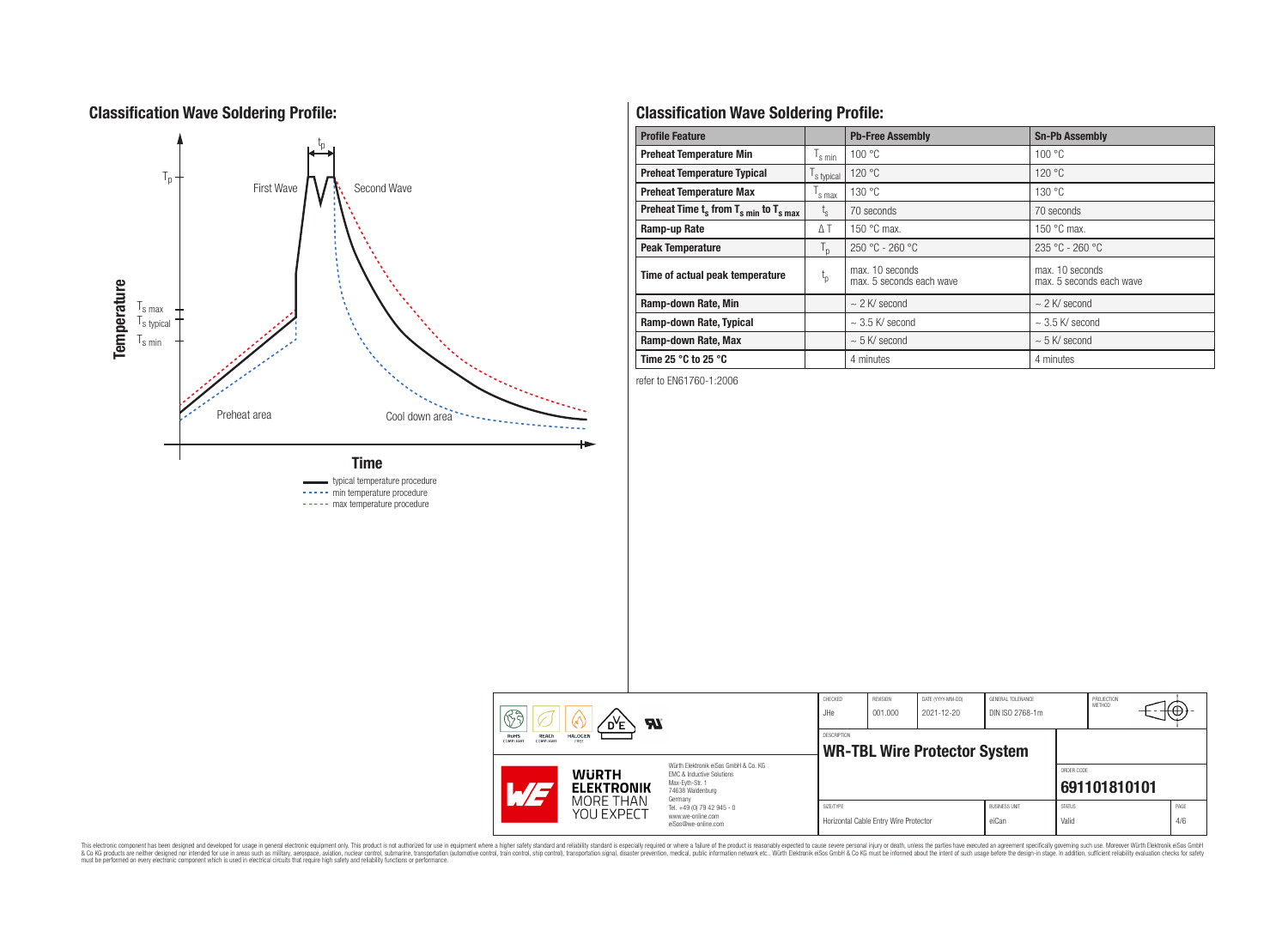## Classification Wave Soldering Profile:

Temperature

$T_p$

$t_p$

First Wave

Second Wave

$T_{s\,max}$

$T_{s\,typical}$

$T_{s\,min}$

Preheat area

Cool down area

Time

typical temperature procedure

min temperature procedure

max temperature procedure

## Classification Wave Soldering Profile:

| Profile Feature | | Pb-Free Assembly | Sn-Pb Assembly |
|---|---|---|---|
| Preheat Temperature Min | $T_{s\,min}$ | 100 °C | 100 °C |
| Preheat Temperature Typical | $T_{s\,typical}$ | 120 °C | 120 °C |
| Preheat Temperature Max | $T_{s\,max}$ | 130 °C | 130 °C |
| Preheat Time $t_s$ from $T_{s\,min}$ to $T_{s\,max}$ | $t_s$ | 70 seconds | 70 seconds |
| Ramp-up Rate | $\Delta T$ | 150 °C max. | 150 °C max. |
| Peak Temperature | $T_p$ | 250 °C - 260 °C | 235 °C - 260 °C |
| Time of actual peak temperature | $t_p$ | max. 10 seconds max. 5 seconds each wave | max. 10 seconds max. 5 seconds each wave |
| Ramp-down Rate, Min | | ~ 2 K/ second | ~ 2 K/ second |
| Ramp-down Rate, Typical | | ~ 3.5 K/ second | ~ 3.5 K/ second |
| Ramp-down Rate, Max | | ~ 5 K/ second | ~ 5 K/ second |
| Time 25 °C to 25 °C | | 4 minutes | 4 minutes |

refer to EN61760-1:2006

| CHECKED | REVISION | DATE (YYYY-MM-DD) | GENERAL TOLERANCE | PROJECTION METHOD |
|---|---|---|---|---|
| JHe | 001.000 | 2021-12-20 | DIN ISO 2768-1m | |

DESCRIPTION: **WR-TBL Wire Protector System**

ORDER CODE: **691101810101**

| SIZE/TYPE | BUSINESS UNIT | STATUS | PAGE |
|---|---|---|---|
| Horizontal Cable Entry Wire Protector | eiCan | Valid | 4/6 |

Würth Elektronik eiSos GmbH & Co. KG
EMC & Inductive Solutions
Max-Eyth-Str. 1
74638 Waldenburg
Germany
Tel. +49 (0) 79 42 945 - 0
www.we-online.com
eiSos@we-online.com

WÜRTH ELEKTRONIK MORE THAN YOU EXPECT

This electronic component has been designed and developed for usage in general electronic equipment only. This product is not authorized for use in equipment where a higher safety standard and reliability standard is especially required or where a failure of the product is reasonably expected to cause severe personal injury or death, unless the parties have executed an agreement specifically governing such use. Moreover Würth Elektronik eiSos GmbH & Co KG products are neither designed nor intended for use in areas such as military, aerospace, aviation, nuclear control, submarine, transportation (automotive control, train control, ship control), transportation signal, disaster prevention, medical, public information network etc.. Würth Elektronik eiSos GmbH & Co KG must be informed about the intent of such usage before the design-in stage. In addition, sufficient reliability evaluation checks for safety must be performed on every electronic component which is used in electrical circuits that require high safety and reliability functions or performance.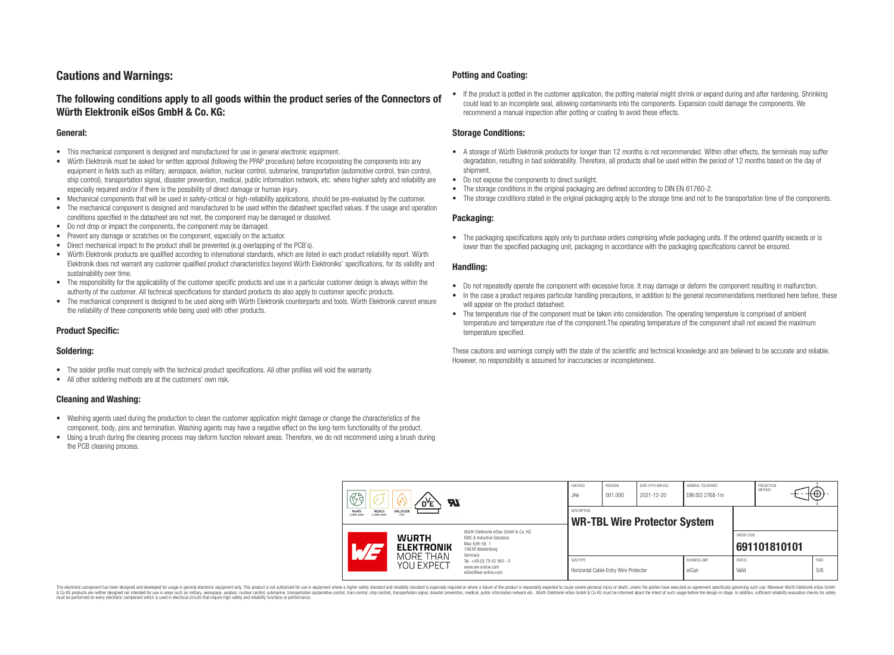## Cautions and Warnings:

### The following conditions apply to all goods within the product series of the Connectors of Würth Elektronik eiSos GmbH & Co. KG:

#### General:

- This mechanical component is designed and manufactured for use in general electronic equipment.
- Würth Elektronik must be asked for written approval (following the PPAP procedure) before incorporating the components into any equipment in fields such as military, aerospace, aviation, nuclear control, submarine, transportation (automotive control, train control, ship control), transportation signal, disaster prevention, medical, public information network, etc. where higher safety and reliability are especially required and/or if there is the possibility of direct damage or human injury.
- Mechanical components that will be used in safety-critical or high-reliability applications, should be pre-evaluated by the customer.
- The mechanical component is designed and manufactured to be used within the datasheet specified values. If the usage and operation conditions specified in the datasheet are not met, the component may be damaged or dissolved.
- Do not drop or impact the components, the component may be damaged.
- Prevent any damage or scratches on the component, especially on the actuator.
- Direct mechanical impact to the product shall be prevented (e.g overlapping of the PCB's).
- Würth Elektronik products are qualified according to international standards, which are listed in each product reliability report. Würth Elektronik does not warrant any customer qualified product characteristics beyond Würth Elektroniks' specifications, for its validity and sustainability over time.
- The responsibility for the applicability of the customer specific products and use in a particular customer design is always within the authority of the customer. All technical specifications for standard products do also apply to customer specific products.
- The mechanical component is designed to be used along with Würth Elektronik counterparts and tools. Würth Elektronik cannot ensure the reliability of these components while being used with other products.

#### Product Specific:

#### Soldering:

- The solder profile must comply with the technical product specifications. All other profiles will void the warranty.
- All other soldering methods are at the customers' own risk.

#### Cleaning and Washing:

- Washing agents used during the production to clean the customer application might damage or change the characteristics of the component, body, pins and termination. Washing agents may have a negative effect on the long-term functionality of the product.
- Using a brush during the cleaning process may deform function relevant areas. Therefore, we do not recommend using a brush during the PCB cleaning process.

#### Potting and Coating:

- If the product is potted in the customer application, the potting material might shrink or expand during and after hardening. Shrinking could lead to an incomplete seal, allowing contaminants into the components. Expansion could damage the components. We recommend a manual inspection after potting or coating to avoid these effects.

#### Storage Conditions:

- A storage of Würth Elektronik products for longer than 12 months is not recommended. Within other effects, the terminals may suffer degradation, resulting in bad solderability. Therefore, all products shall be used within the period of 12 months based on the day of shipment.
- Do not expose the components to direct sunlight.
- The storage conditions in the original packaging are defined according to DIN EN 61760-2.
- The storage conditions stated in the original packaging apply to the storage time and not to the transportation time of the components.

#### Packaging:

- The packaging specifications apply only to purchase orders comprising whole packaging units. If the ordered quantity exceeds or is lower than the specified packaging unit, packaging in accordance with the packaging specifications cannot be ensured.

#### Handling:

- Do not repeatedly operate the component with excessive force. It may damage or deform the component resulting in malfunction.
- In the case a product requires particular handling precautions, in addition to the general recommendations mentioned here before, these will appear on the product datasheet.
- The temperature rise of the component must be taken into consideration. The operating temperature is comprised of ambient temperature and temperature rise of the component.The operating temperature of the component shall not exceed the maximum temperature specified.

These cautions and warnings comply with the state of the scientific and technical knowledge and are believed to be accurate and reliable. However, no responsibility is assumed for inaccuracies or incompleteness.

| CHECKED | REVISION | DATE (YYYY-MM-DD) | GENERAL TOLERANCE | PROJECTION METHOD |
|---|---|---|---|---|
| JHe | 001.000 | 2021-12-20 | DIN ISO 2768-1m | |

| DESCRIPTION | ORDER CODE |
|---|---|
| **WR-TBL Wire Protector System** | **691101810101** |

| SIZE/TYPE | BUSINESS UNIT | STATUS | PAGE |
|---|---|---|---|
| Horizontal Cable Entry Wire Protector | eiCan | Valid | 5/6 |

Würth Elektronik eiSos GmbH & Co. KG
EMC & Inductive Solutions
Max-Eyth-Str. 1
74638 Waldenburg
Germany
Tel. +49 (0) 79 42 945 - 0
www.we-online.com
eiSos@we-online.com

This electronic component has been designed and developed for usage in general electronic equipment only. This product is not authorized for use in equipment where a higher safety standard and reliability standard is especially required or where a failure of the product is reasonably expected to cause severe personal injury or death, unless the parties have executed an agreement specifically governing such usage. Moreover Würth Elektronik eiSos GmbH & Co KG products are neither designed nor intended for use in areas such as military, aerospace, aviation, nuclear control, submarine, transportation (automotive control, train control, ship control), transportation signal, disaster prevention, medical, public information network etc.. Würth Elektronik eiSos GmbH & Co KG must be informed about the intent of such usage before the design-in stage. In addition, sufficient reliability evaluation checks for safety must be performed on every electronic component which is used in electrical circuits that require high safety and reliability functions or performance.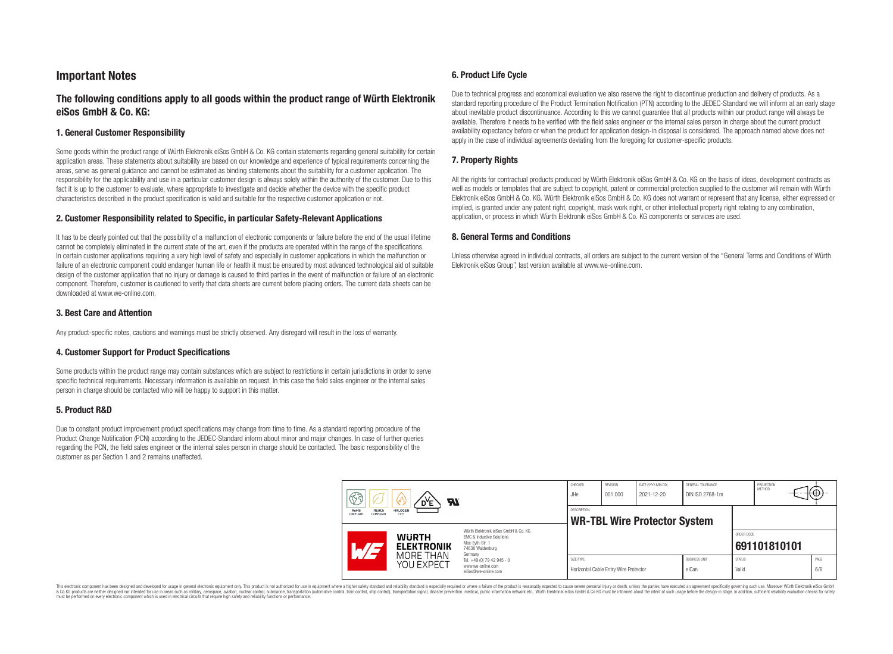# Important Notes

## The following conditions apply to all goods within the product range of Würth Elektronik eiSos GmbH & Co. KG:

### 1. General Customer Responsibility

Some goods within the product range of Würth Elektronik eiSos GmbH & Co. KG contain statements regarding general suitability for certain application areas. These statements about suitability are based on our knowledge and experience of typical requirements concerning the areas, serve as general guidance and cannot be estimated as binding statements about the suitability for a customer application. The responsibility for the applicability and use in a particular customer design is always solely within the authority of the customer. Due to this fact it is up to the customer to evaluate, where appropriate to investigate and decide whether the device with the specific product characteristics described in the product specification is valid and suitable for the respective customer application or not.

### 2. Customer Responsibility related to Specific, in particular Safety-Relevant Applications

It has to be clearly pointed out that the possibility of a malfunction of electronic components or failure before the end of the usual lifetime cannot be completely eliminated in the current state of the art, even if the products are operated within the range of the specifications. In certain customer applications requiring a very high level of safety and especially in customer applications in which the malfunction or failure of an electronic component could endanger human life or health it must be ensured by most advanced technological aid of suitable design of the customer application that no injury or damage is caused to third parties in the event of malfunction or failure of an electronic component. Therefore, customer is cautioned to verify that data sheets are current before placing orders. The current data sheets can be downloaded at www.we-online.com.

### 3. Best Care and Attention

Any product-specific notes, cautions and warnings must be strictly observed. Any disregard will result in the loss of warranty.

### 4. Customer Support for Product Specifications

Some products within the product range may contain substances which are subject to restrictions in certain jurisdictions in order to serve specific technical requirements. Necessary information is available on request. In this case the field sales engineer or the internal sales person in charge should be contacted who will be happy to support in this matter.

### 5. Product R&D

Due to constant product improvement product specifications may change from time to time. As a standard reporting procedure of the Product Change Notification (PCN) according to the JEDEC-Standard inform about minor and major changes. In case of further queries regarding the PCN, the field sales engineer or the internal sales person in charge should be contacted. The basic responsibility of the customer as per Section 1 and 2 remains unaffected.

### 6. Product Life Cycle

Due to technical progress and economical evaluation we also reserve the right to discontinue production and delivery of products. As a standard reporting procedure of the Product Termination Notification (PTN) according to the JEDEC-Standard we will inform at an early stage about inevitable product discontinuance. According to this we cannot guarantee that all products within our product range will always be available. Therefore it needs to be verified with the field sales engineer or the internal sales person in charge about the current product availability expectancy before or when the product for application design-in disposal is considered. The approach named above does not apply in the case of individual agreements deviating from the foregoing for customer-specific products.

### 7. Property Rights

All the rights for contractual products produced by Würth Elektronik eiSos GmbH & Co. KG on the basis of ideas, development contracts as well as models or templates that are subject to copyright, patent or commercial protection supplied to the customer will remain with Würth Elektronik eiSos GmbH & Co. KG. Würth Elektronik eiSos GmbH & Co. KG does not warrant or represent that any license, either expressed or implied, is granted under any patent right, copyright, mask work right, or other intellectual property right relating to any combination, application, or process in which Würth Elektronik eiSos GmbH & Co. KG components or services are used.

### 8. General Terms and Conditions

Unless otherwise agreed in individual contracts, all orders are subject to the current version of the "General Terms and Conditions of Würth Elektronik eiSos Group", last version available at www.we-online.com.

| CHECKED | REVISION | DATE (YYYY-MM-DD) | GENERAL TOLERANCE | PROJECTION METHOD |
|---|---|---|---|---|
| JHe | 001.000 | 2021-12-20 | DIN ISO 2768-1m | |

DESCRIPTION: **WR-TBL Wire Protector System**

ORDER CODE: **691101810101**

| SIZE/TYPE | BUSINESS UNIT | STATUS | PAGE |
|---|---|---|---|
| Horizontal Cable Entry Wire Protector | eiCan | Valid | 6/6 |

Würth Elektronik eiSos GmbH & Co. KG
EMC & Inductive Solutions
Max-Eyth-Str. 1
74638 Waldenburg
Germany
Tel. +49 (0) 79 42 945 - 0
www.we-online.com
eiSos@we-online.com

This electronic component has been designed and developed for usage in general electronic equipment only. This product is not authorized for use in equipment where a higher safety standard and reliability standard is especially required or where a failure of the product is reasonably expected to cause severe personal injury or death, unless the parties have executed an agreement specifically governing such use. Moreover Würth Elektronik eiSos GmbH & Co KG products are neither designed nor intended for use in areas such as military, aerospace, aviation, nuclear control, submarine, transportation (automotive control, train control, ship control), transportation signal, disaster prevention, medical, public information network etc.. Würth Elektronik eiSos GmbH & Co KG must be informed about the intent of such usage before the design-in stage. In addition, sufficient reliability evaluation checks for safety must be performed on every electronic component which is used in electrical circuits that require high safety and reliability functions or performance.